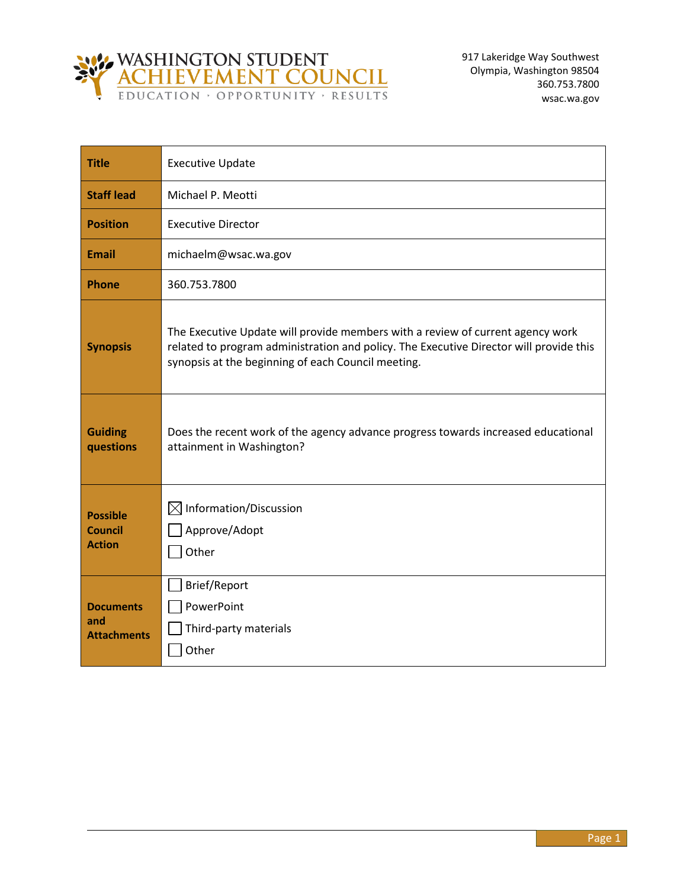# WASHINGTON STUDENT ACHIEVEMENT COUNCIL

EDUCATION · OPPORTUNITY · RESULTS

917 Lakeridge Way Southwest
Olympia, Washington 98504
360.753.7800
wsac.wa.gov

| **Title** | Executive Update |
|---|---|
| **Staff lead** | Michael P. Meotti |
| **Position** | Executive Director |
| **Email** | michaelm@wsac.wa.gov |
| **Phone** | 360.753.7800 |
| **Synopsis** | The Executive Update will provide members with a review of current agency work related to program administration and policy. The Executive Director will provide this synopsis at the beginning of each Council meeting. |
| **Guiding questions** | Does the recent work of the agency advance progress towards increased educational attainment in Washington? |
| **Possible Council Action** | ☒ Information/Discussion<br>☐ Approve/Adopt<br>☐ Other |
| **Documents and Attachments** | ☐ Brief/Report<br>☐ PowerPoint<br>☐ Third-party materials<br>☐ Other |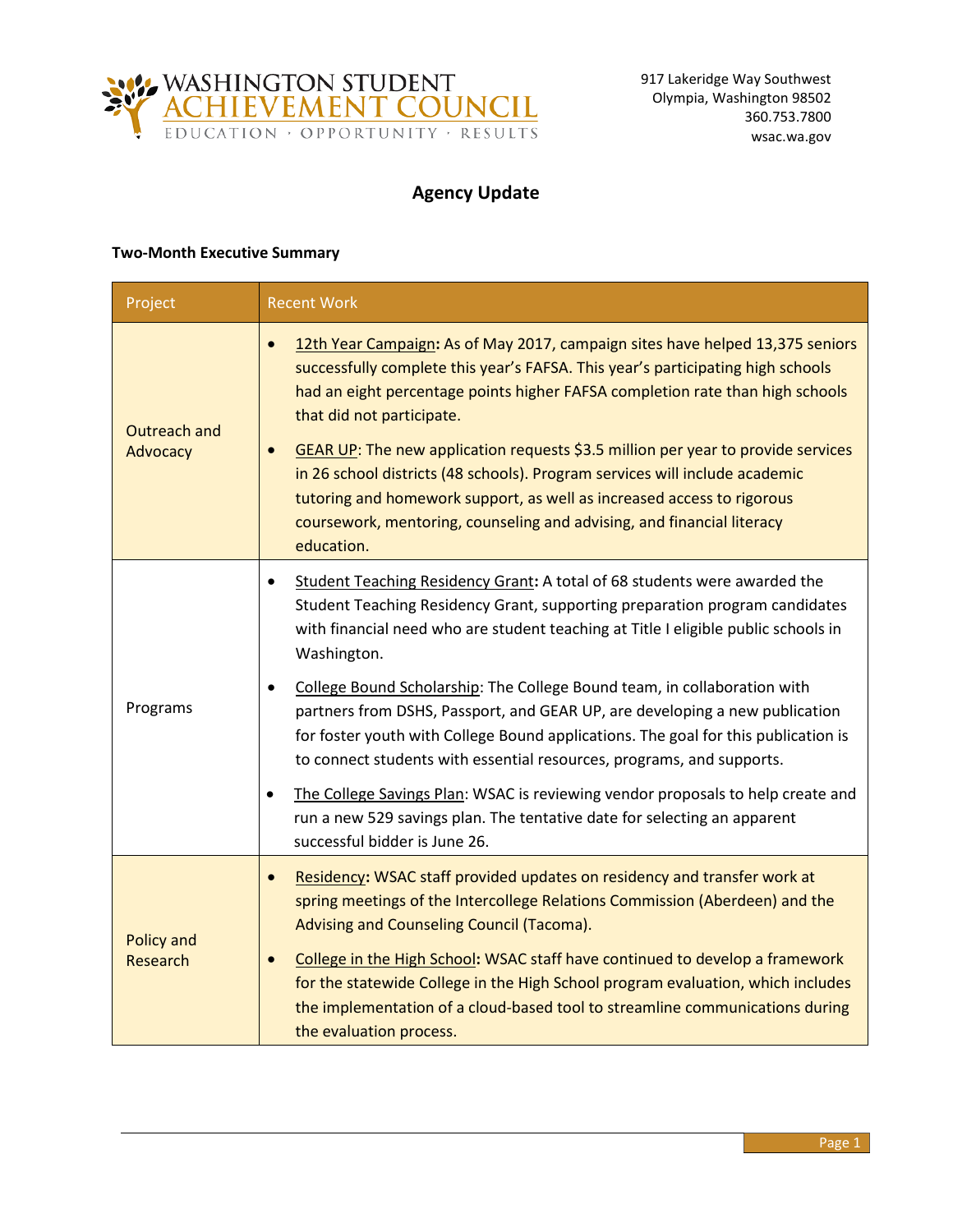WASHINGTON STUDENT ACHIEVEMENT COUNCIL
EDUCATION · OPPORTUNITY · RESULTS

917 Lakeridge Way Southwest
Olympia, Washington 98502
360.753.7800
wsac.wa.gov

## Agency Update

### Two-Month Executive Summary

| Project | Recent Work |
|---|---|
| Outreach and Advocacy | • 12th Year Campaign**:** As of May 2017, campaign sites have helped 13,375 seniors successfully complete this year's FAFSA. This year's participating high schools had an eight percentage points higher FAFSA completion rate than high schools that did not participate.<br>• GEAR UP: The new application requests $3.5 million per year to provide services in 26 school districts (48 schools). Program services will include academic tutoring and homework support, as well as increased access to rigorous coursework, mentoring, counseling and advising, and financial literacy education. |
| Programs | • Student Teaching Residency Grant**:** A total of 68 students were awarded the Student Teaching Residency Grant, supporting preparation program candidates with financial need who are student teaching at Title I eligible public schools in Washington.<br>• College Bound Scholarship: The College Bound team, in collaboration with partners from DSHS, Passport, and GEAR UP, are developing a new publication for foster youth with College Bound applications. The goal for this publication is to connect students with essential resources, programs, and supports.<br>• The College Savings Plan: WSAC is reviewing vendor proposals to help create and run a new 529 savings plan. The tentative date for selecting an apparent successful bidder is June 26. |
| Policy and Research | • Residency**:** WSAC staff provided updates on residency and transfer work at spring meetings of the Intercollege Relations Commission (Aberdeen) and the Advising and Counseling Council (Tacoma).<br>• College in the High School**:** WSAC staff have continued to develop a framework for the statewide College in the High School program evaluation, which includes the implementation of a cloud-based tool to streamline communications during the evaluation process. |